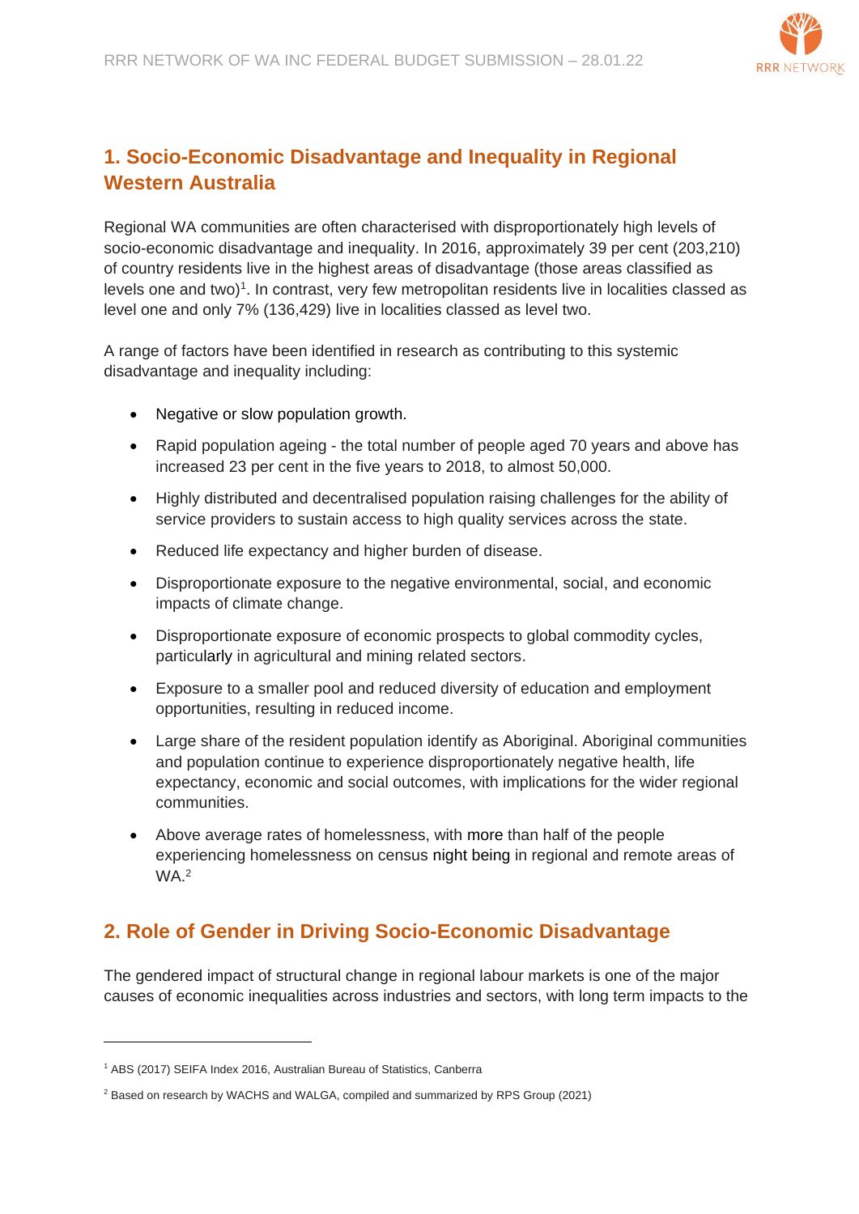## 1. Socio-Economic Disadvantage and Inequality in Regional Western Australia

Regional WA communities are often characterised with disproportionately high levels of socio-economic disadvantage and inequality. In 2016, approximately 39 per cent (203,210) of country residents live in the highest areas of disadvantage (those areas classified as levels one and two)[1]. In contrast, very few metropolitan residents live in localities classed as level one and only 7% (136,429) live in localities classed as level two.

A range of factors have been identified in research as contributing to this systemic disadvantage and inequality including:

- Negative or slow population growth.
- Rapid population ageing - the total number of people aged 70 years and above has increased 23 per cent in the five years to 2018, to almost 50,000.
- Highly distributed and decentralised population raising challenges for the ability of service providers to sustain access to high quality services across the state.
- Reduced life expectancy and higher burden of disease.
- Disproportionate exposure to the negative environmental, social, and economic impacts of climate change.
- Disproportionate exposure of economic prospects to global commodity cycles, particularly in agricultural and mining related sectors.
- Exposure to a smaller pool and reduced diversity of education and employment opportunities, resulting in reduced income.
- Large share of the resident population identify as Aboriginal. Aboriginal communities and population continue to experience disproportionately negative health, life expectancy, economic and social outcomes, with implications for the wider regional communities.
- Above average rates of homelessness, with more than half of the people experiencing homelessness on census night being in regional and remote areas of WA.[2]

## 2. Role of Gender in Driving Socio-Economic Disadvantage

The gendered impact of structural change in regional labour markets is one of the major causes of economic inequalities across industries and sectors, with long term impacts to the

[1] ABS (2017) SEIFA Index 2016, Australian Bureau of Statistics, Canberra

[2] Based on research by WACHS and WALGA, compiled and summarized by RPS Group (2021)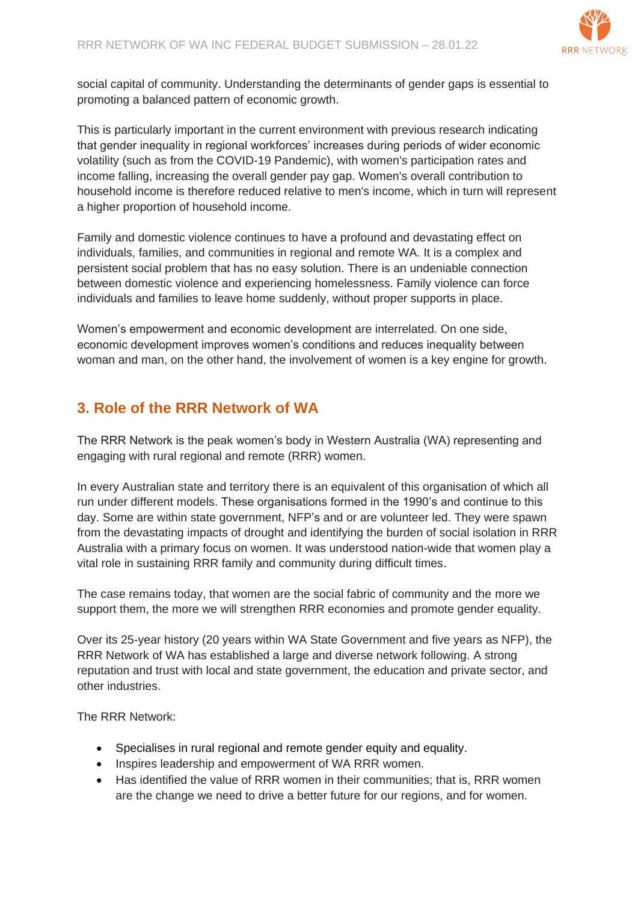social capital of community. Understanding the determinants of gender gaps is essential to promoting a balanced pattern of economic growth.

This is particularly important in the current environment with previous research indicating that gender inequality in regional workforces' increases during periods of wider economic volatility (such as from the COVID-19 Pandemic), with women's participation rates and income falling, increasing the overall gender pay gap. Women's overall contribution to household income is therefore reduced relative to men's income, which in turn will represent a higher proportion of household income.

Family and domestic violence continues to have a profound and devastating effect on individuals, families, and communities in regional and remote WA. It is a complex and persistent social problem that has no easy solution. There is an undeniable connection between domestic violence and experiencing homelessness. Family violence can force individuals and families to leave home suddenly, without proper supports in place.

Women's empowerment and economic development are interrelated. On one side, economic development improves women's conditions and reduces inequality between woman and man, on the other hand, the involvement of women is a key engine for growth.

## 3. Role of the RRR Network of WA

The RRR Network is the peak women's body in Western Australia (WA) representing and engaging with rural regional and remote (RRR) women.

In every Australian state and territory there is an equivalent of this organisation of which all run under different models. These organisations formed in the 1990's and continue to this day. Some are within state government, NFP's and or are volunteer led. They were spawn from the devastating impacts of drought and identifying the burden of social isolation in RRR Australia with a primary focus on women. It was understood nation-wide that women play a vital role in sustaining RRR family and community during difficult times.

The case remains today, that women are the social fabric of community and the more we support them, the more we will strengthen RRR economies and promote gender equality.

Over its 25-year history (20 years within WA State Government and five years as NFP), the RRR Network of WA has established a large and diverse network following. A strong reputation and trust with local and state government, the education and private sector, and other industries.

The RRR Network:

- Specialises in rural regional and remote gender equity and equality.
- Inspires leadership and empowerment of WA RRR women.
- Has identified the value of RRR women in their communities; that is, RRR women are the change we need to drive a better future for our regions, and for women.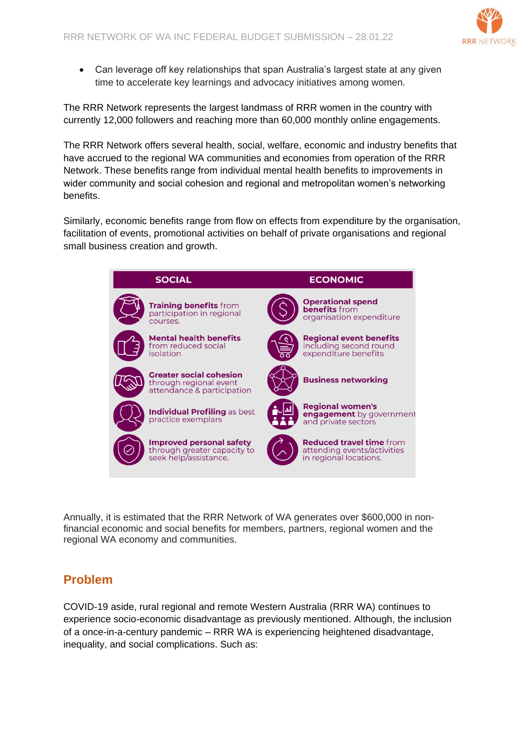- Can leverage off key relationships that span Australia's largest state at any given time to accelerate key learnings and advocacy initiatives among women.

The RRR Network represents the largest landmass of RRR women in the country with currently 12,000 followers and reaching more than 60,000 monthly online engagements.

The RRR Network offers several health, social, welfare, economic and industry benefits that have accrued to the regional WA communities and economies from operation of the RRR Network. These benefits range from individual mental health benefits to improvements in wider community and social cohesion and regional and metropolitan women's networking benefits.

Similarly, economic benefits range from flow on effects from expenditure by the organisation, facilitation of events, promotional activities on behalf of private organisations and regional small business creation and growth.

| SOCIAL | ECONOMIC |
| --- | --- |
| **Training benefits** from participation in regional courses. | **Operational spend benefits** from organisation expenditure |
| **Mental health benefits** from reduced social isolation | **Regional event benefits** including second round expenditure benefits |
| **Greater social cohesion** through regional event attendance & participation | **Business networking** |
| **Individual Profiling** as best practice exemplars | **Regional women's engagement** by government and private sectors |
| **Improved personal safety** through greater capacity to seek help/assistance. | **Reduced travel time** from attending events/activities in regional locations. |

Annually, it is estimated that the RRR Network of WA generates over $600,000 in non-financial economic and social benefits for members, partners, regional women and the regional WA economy and communities.

## Problem

COVID-19 aside, rural regional and remote Western Australia (RRR WA) continues to experience socio-economic disadvantage as previously mentioned. Although, the inclusion of a once-in-a-century pandemic – RRR WA is experiencing heightened disadvantage, inequality, and social complications. Such as: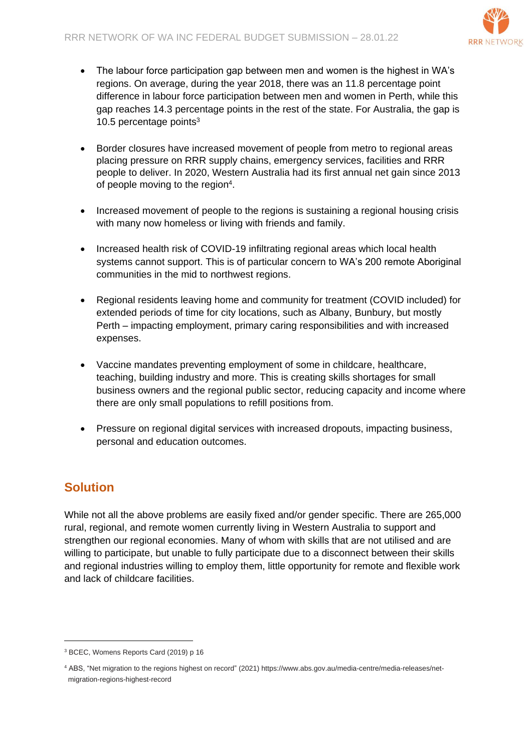- The labour force participation gap between men and women is the highest in WA's regions. On average, during the year 2018, there was an 11.8 percentage point difference in labour force participation between men and women in Perth, while this gap reaches 14.3 percentage points in the rest of the state. For Australia, the gap is 10.5 percentage points[3]

- Border closures have increased movement of people from metro to regional areas placing pressure on RRR supply chains, emergency services, facilities and RRR people to deliver. In 2020, Western Australia had its first annual net gain since 2013 of people moving to the region[4].

- Increased movement of people to the regions is sustaining a regional housing crisis with many now homeless or living with friends and family.

- Increased health risk of COVID-19 infiltrating regional areas which local health systems cannot support. This is of particular concern to WA's 200 remote Aboriginal communities in the mid to northwest regions.

- Regional residents leaving home and community for treatment (COVID included) for extended periods of time for city locations, such as Albany, Bunbury, but mostly Perth – impacting employment, primary caring responsibilities and with increased expenses.

- Vaccine mandates preventing employment of some in childcare, healthcare, teaching, building industry and more. This is creating skills shortages for small business owners and the regional public sector, reducing capacity and income where there are only small populations to refill positions from.

- Pressure on regional digital services with increased dropouts, impacting business, personal and education outcomes.

## Solution

While not all the above problems are easily fixed and/or gender specific. There are 265,000 rural, regional, and remote women currently living in Western Australia to support and strengthen our regional economies. Many of whom with skills that are not utilised and are willing to participate, but unable to fully participate due to a disconnect between their skills and regional industries willing to employ them, little opportunity for remote and flexible work and lack of childcare facilities.

---

[3] BCEC, Womens Reports Card (2019) p 16

[4] ABS, "Net migration to the regions highest on record" (2021) https://www.abs.gov.au/media-centre/media-releases/net-migration-regions-highest-record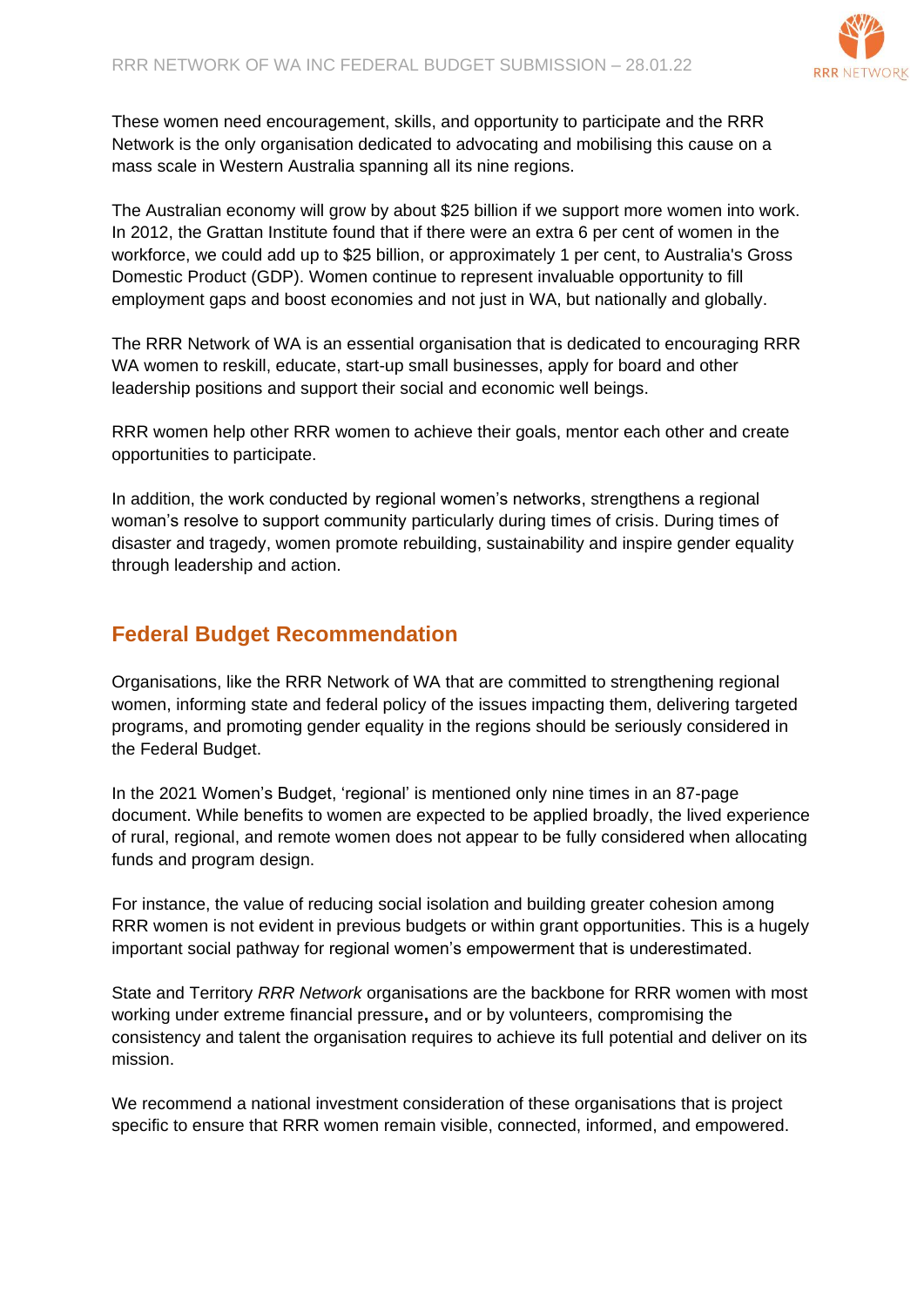These women need encouragement, skills, and opportunity to participate and the RRR Network is the only organisation dedicated to advocating and mobilising this cause on a mass scale in Western Australia spanning all its nine regions.

The Australian economy will grow by about $25 billion if we support more women into work. In 2012, the Grattan Institute found that if there were an extra 6 per cent of women in the workforce, we could add up to $25 billion, or approximately 1 per cent, to Australia's Gross Domestic Product (GDP). Women continue to represent invaluable opportunity to fill employment gaps and boost economies and not just in WA, but nationally and globally.

The RRR Network of WA is an essential organisation that is dedicated to encouraging RRR WA women to reskill, educate, start-up small businesses, apply for board and other leadership positions and support their social and economic well beings.

RRR women help other RRR women to achieve their goals, mentor each other and create opportunities to participate.

In addition, the work conducted by regional women's networks, strengthens a regional woman's resolve to support community particularly during times of crisis. During times of disaster and tragedy, women promote rebuilding, sustainability and inspire gender equality through leadership and action.

## Federal Budget Recommendation

Organisations, like the RRR Network of WA that are committed to strengthening regional women, informing state and federal policy of the issues impacting them, delivering targeted programs, and promoting gender equality in the regions should be seriously considered in the Federal Budget.

In the 2021 Women's Budget, 'regional' is mentioned only nine times in an 87-page document. While benefits to women are expected to be applied broadly, the lived experience of rural, regional, and remote women does not appear to be fully considered when allocating funds and program design.

For instance, the value of reducing social isolation and building greater cohesion among RRR women is not evident in previous budgets or within grant opportunities. This is a hugely important social pathway for regional women's empowerment that is underestimated.

State and Territory *RRR Network* organisations are the backbone for RRR women with most working under extreme financial pressure**,** and or by volunteers, compromising the consistency and talent the organisation requires to achieve its full potential and deliver on its mission.

We recommend a national investment consideration of these organisations that is project specific to ensure that RRR women remain visible, connected, informed, and empowered.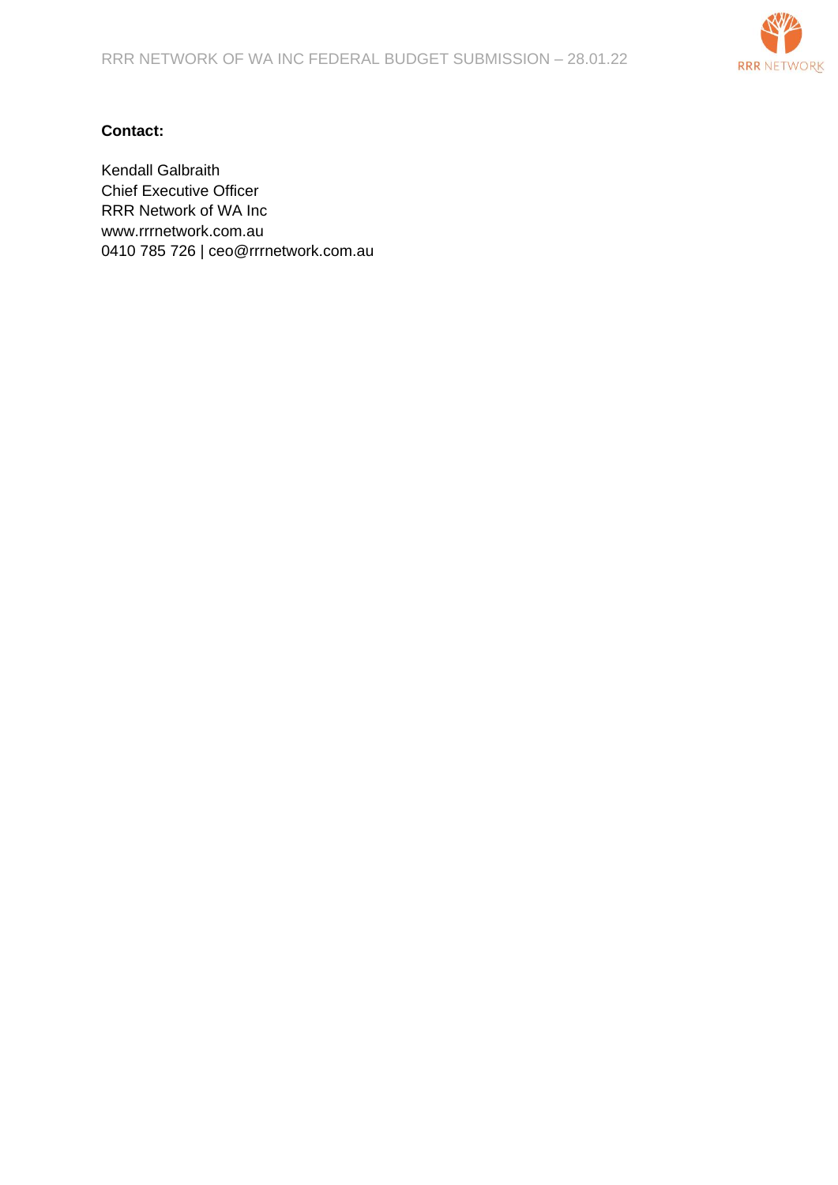**Contact:**

Kendall Galbraith
Chief Executive Officer
RRR Network of WA Inc
www.rrrnetwork.com.au
0410 785 726 | ceo@rrrnetwork.com.au